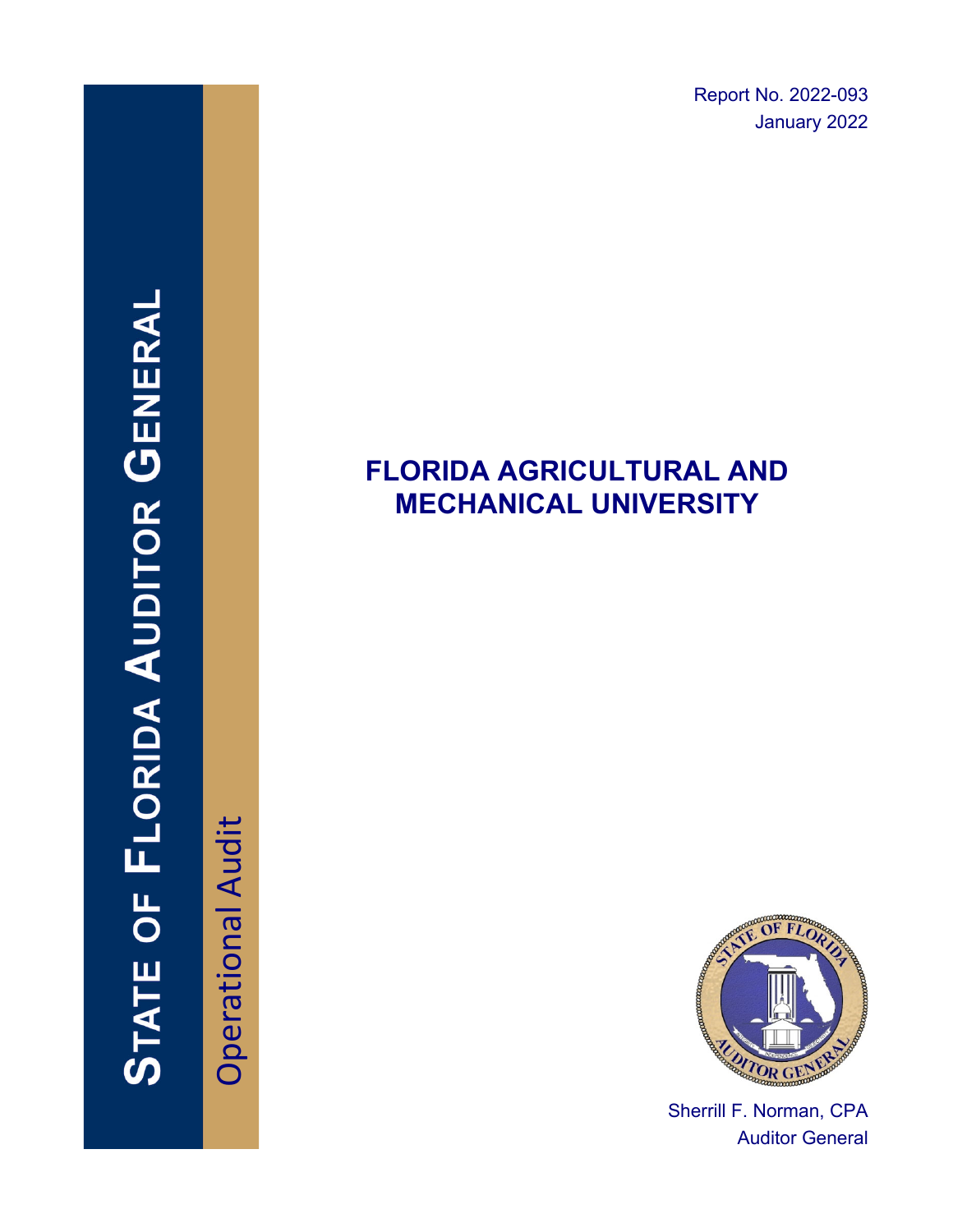Report No. 2022-093
January 2022

**STATE OF FLORIDA AUDITOR GENERAL**

Operational Audit

# FLORIDA AGRICULTURAL AND MECHANICAL UNIVERSITY

Sherrill F. Norman, CPA
Auditor General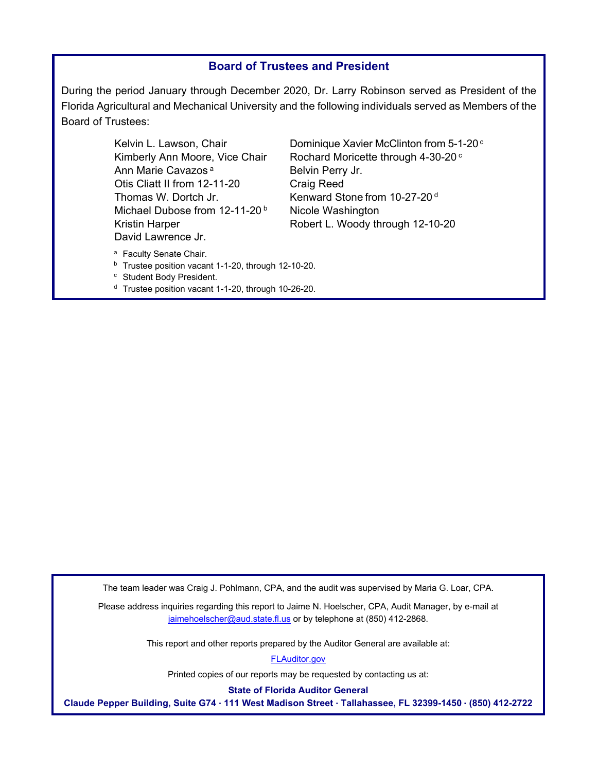## Board of Trustees and President

During the period January through December 2020, Dr. Larry Robinson served as President of the Florida Agricultural and Mechanical University and the following individuals served as Members of the Board of Trustees:

Kelvin L. Lawson, Chair
Kimberly Ann Moore, Vice Chair
Ann Marie Cavazos [a]
Otis Cliatt II from 12-11-20
Thomas W. Dortch Jr.
Michael Dubose from 12-11-20 [b]
Kristin Harper
David Lawrence Jr.
Dominique Xavier McClinton from 5-1-20 [c]
Rochard Moricette through 4-30-20 [c]
Belvin Perry Jr.
Craig Reed
Kenward Stone from 10-27-20 [d]
Nicole Washington
Robert L. Woody through 12-10-20

[a] Faculty Senate Chair.
[b] Trustee position vacant 1-1-20, through 12-10-20.
[c] Student Body President.
[d] Trustee position vacant 1-1-20, through 10-26-20.

The team leader was Craig J. Pohlmann, CPA, and the audit was supervised by Maria G. Loar, CPA.

Please address inquiries regarding this report to Jaime N. Hoelscher, CPA, Audit Manager, by e-mail at jaimehoelscher@aud.state.fl.us or by telephone at (850) 412-2868.

This report and other reports prepared by the Auditor General are available at:

FLAuditor.gov

Printed copies of our reports may be requested by contacting us at:

**State of Florida Auditor General**
**Claude Pepper Building, Suite G74 · 111 West Madison Street · Tallahassee, FL 32399-1450 · (850) 412-2722**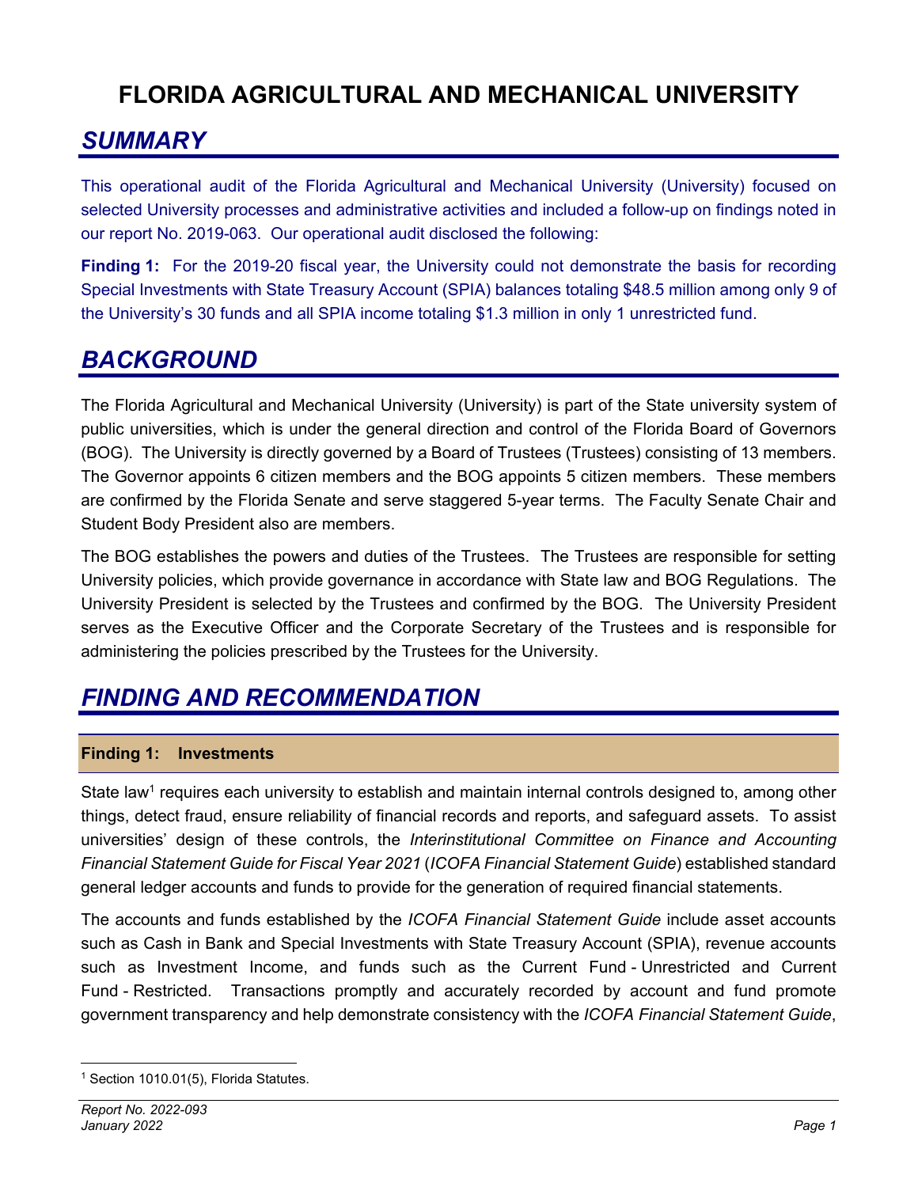# FLORIDA AGRICULTURAL AND MECHANICAL UNIVERSITY

## SUMMARY

This operational audit of the Florida Agricultural and Mechanical University (University) focused on selected University processes and administrative activities and included a follow-up on findings noted in our report No. 2019-063. Our operational audit disclosed the following:

**Finding 1:** For the 2019-20 fiscal year, the University could not demonstrate the basis for recording Special Investments with State Treasury Account (SPIA) balances totaling $48.5 million among only 9 of the University's 30 funds and all SPIA income totaling $1.3 million in only 1 unrestricted fund.

## BACKGROUND

The Florida Agricultural and Mechanical University (University) is part of the State university system of public universities, which is under the general direction and control of the Florida Board of Governors (BOG). The University is directly governed by a Board of Trustees (Trustees) consisting of 13 members. The Governor appoints 6 citizen members and the BOG appoints 5 citizen members. These members are confirmed by the Florida Senate and serve staggered 5-year terms. The Faculty Senate Chair and Student Body President also are members.

The BOG establishes the powers and duties of the Trustees. The Trustees are responsible for setting University policies, which provide governance in accordance with State law and BOG Regulations. The University President is selected by the Trustees and confirmed by the BOG. The University President serves as the Executive Officer and the Corporate Secretary of the Trustees and is responsible for administering the policies prescribed by the Trustees for the University.

## FINDING AND RECOMMENDATION

### Finding 1: Investments

State law[1] requires each university to establish and maintain internal controls designed to, among other things, detect fraud, ensure reliability of financial records and reports, and safeguard assets. To assist universities' design of these controls, the *Interinstitutional Committee on Finance and Accounting Financial Statement Guide for Fiscal Year 2021* (*ICOFA Financial Statement Guide*) established standard general ledger accounts and funds to provide for the generation of required financial statements.

The accounts and funds established by the *ICOFA Financial Statement Guide* include asset accounts such as Cash in Bank and Special Investments with State Treasury Account (SPIA), revenue accounts such as Investment Income, and funds such as the Current Fund - Unrestricted and Current Fund - Restricted. Transactions promptly and accurately recorded by account and fund promote government transparency and help demonstrate consistency with the *ICOFA Financial Statement Guide*,

[1] Section 1010.01(5), Florida Statutes.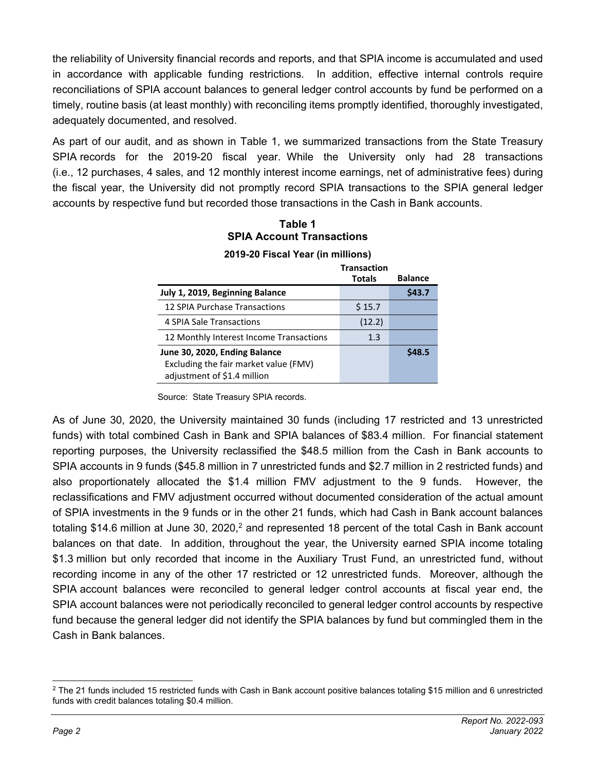the reliability of University financial records and reports, and that SPIA income is accumulated and used in accordance with applicable funding restrictions. In addition, effective internal controls require reconciliations of SPIA account balances to general ledger control accounts by fund be performed on a timely, routine basis (at least monthly) with reconciling items promptly identified, thoroughly investigated, adequately documented, and resolved.

As part of our audit, and as shown in Table 1, we summarized transactions from the State Treasury SPIA records for the 2019-20 fiscal year. While the University only had 28 transactions (i.e., 12 purchases, 4 sales, and 12 monthly interest income earnings, net of administrative fees) during the fiscal year, the University did not promptly record SPIA transactions to the SPIA general ledger accounts by respective fund but recorded those transactions in the Cash in Bank accounts.

**Table 1**
**SPIA Account Transactions**

**2019-20 Fiscal Year (in millions)**

| | Transaction Totals | Balance |
|---|---|---|
| **July 1, 2019, Beginning Balance** | | **$43.7** |
| 12 SPIA Purchase Transactions | $ 15.7 | |
| 4 SPIA Sale Transactions | (12.2) | |
| 12 Monthly Interest Income Transactions | 1.3 | |
| **June 30, 2020, Ending Balance** Excluding the fair market value (FMV) adjustment of $1.4 million | | **$48.5** |

Source: State Treasury SPIA records.

As of June 30, 2020, the University maintained 30 funds (including 17 restricted and 13 unrestricted funds) with total combined Cash in Bank and SPIA balances of $83.4 million. For financial statement reporting purposes, the University reclassified the $48.5 million from the Cash in Bank accounts to SPIA accounts in 9 funds ($45.8 million in 7 unrestricted funds and $2.7 million in 2 restricted funds) and also proportionately allocated the $1.4 million FMV adjustment to the 9 funds. However, the reclassifications and FMV adjustment occurred without documented consideration of the actual amount of SPIA investments in the 9 funds or in the other 21 funds, which had Cash in Bank account balances totaling $14.6 million at June 30, 2020,[2] and represented 18 percent of the total Cash in Bank account balances on that date. In addition, throughout the year, the University earned SPIA income totaling $1.3 million but only recorded that income in the Auxiliary Trust Fund, an unrestricted fund, without recording income in any of the other 17 restricted or 12 unrestricted funds. Moreover, although the SPIA account balances were reconciled to general ledger control accounts at fiscal year end, the SPIA account balances were not periodically reconciled to general ledger control accounts by respective fund because the general ledger did not identify the SPIA balances by fund but commingled them in the Cash in Bank balances.

[2] The 21 funds included 15 restricted funds with Cash in Bank account positive balances totaling $15 million and 6 unrestricted funds with credit balances totaling $0.4 million.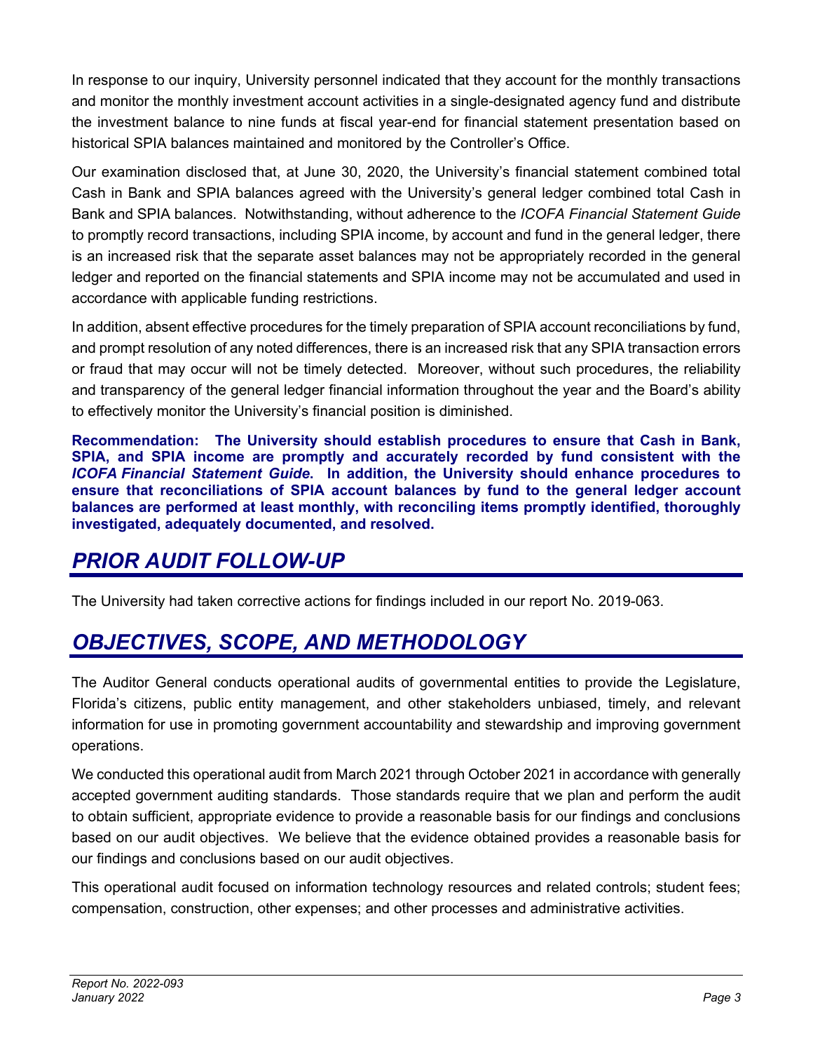In response to our inquiry, University personnel indicated that they account for the monthly transactions and monitor the monthly investment account activities in a single-designated agency fund and distribute the investment balance to nine funds at fiscal year-end for financial statement presentation based on historical SPIA balances maintained and monitored by the Controller's Office.

Our examination disclosed that, at June 30, 2020, the University's financial statement combined total Cash in Bank and SPIA balances agreed with the University's general ledger combined total Cash in Bank and SPIA balances. Notwithstanding, without adherence to the *ICOFA Financial Statement Guide* to promptly record transactions, including SPIA income, by account and fund in the general ledger, there is an increased risk that the separate asset balances may not be appropriately recorded in the general ledger and reported on the financial statements and SPIA income may not be accumulated and used in accordance with applicable funding restrictions.

In addition, absent effective procedures for the timely preparation of SPIA account reconciliations by fund, and prompt resolution of any noted differences, there is an increased risk that any SPIA transaction errors or fraud that may occur will not be timely detected. Moreover, without such procedures, the reliability and transparency of the general ledger financial information throughout the year and the Board's ability to effectively monitor the University's financial position is diminished.

**Recommendation: The University should establish procedures to ensure that Cash in Bank, SPIA, and SPIA income are promptly and accurately recorded by fund consistent with the *ICOFA Financial Statement Guide*. In addition, the University should enhance procedures to ensure that reconciliations of SPIA account balances by fund to the general ledger account balances are performed at least monthly, with reconciling items promptly identified, thoroughly investigated, adequately documented, and resolved.**

## *PRIOR AUDIT FOLLOW-UP*

The University had taken corrective actions for findings included in our report No. 2019-063.

## *OBJECTIVES, SCOPE, AND METHODOLOGY*

The Auditor General conducts operational audits of governmental entities to provide the Legislature, Florida's citizens, public entity management, and other stakeholders unbiased, timely, and relevant information for use in promoting government accountability and stewardship and improving government operations.

We conducted this operational audit from March 2021 through October 2021 in accordance with generally accepted government auditing standards. Those standards require that we plan and perform the audit to obtain sufficient, appropriate evidence to provide a reasonable basis for our findings and conclusions based on our audit objectives. We believe that the evidence obtained provides a reasonable basis for our findings and conclusions based on our audit objectives.

This operational audit focused on information technology resources and related controls; student fees; compensation, construction, other expenses; and other processes and administrative activities.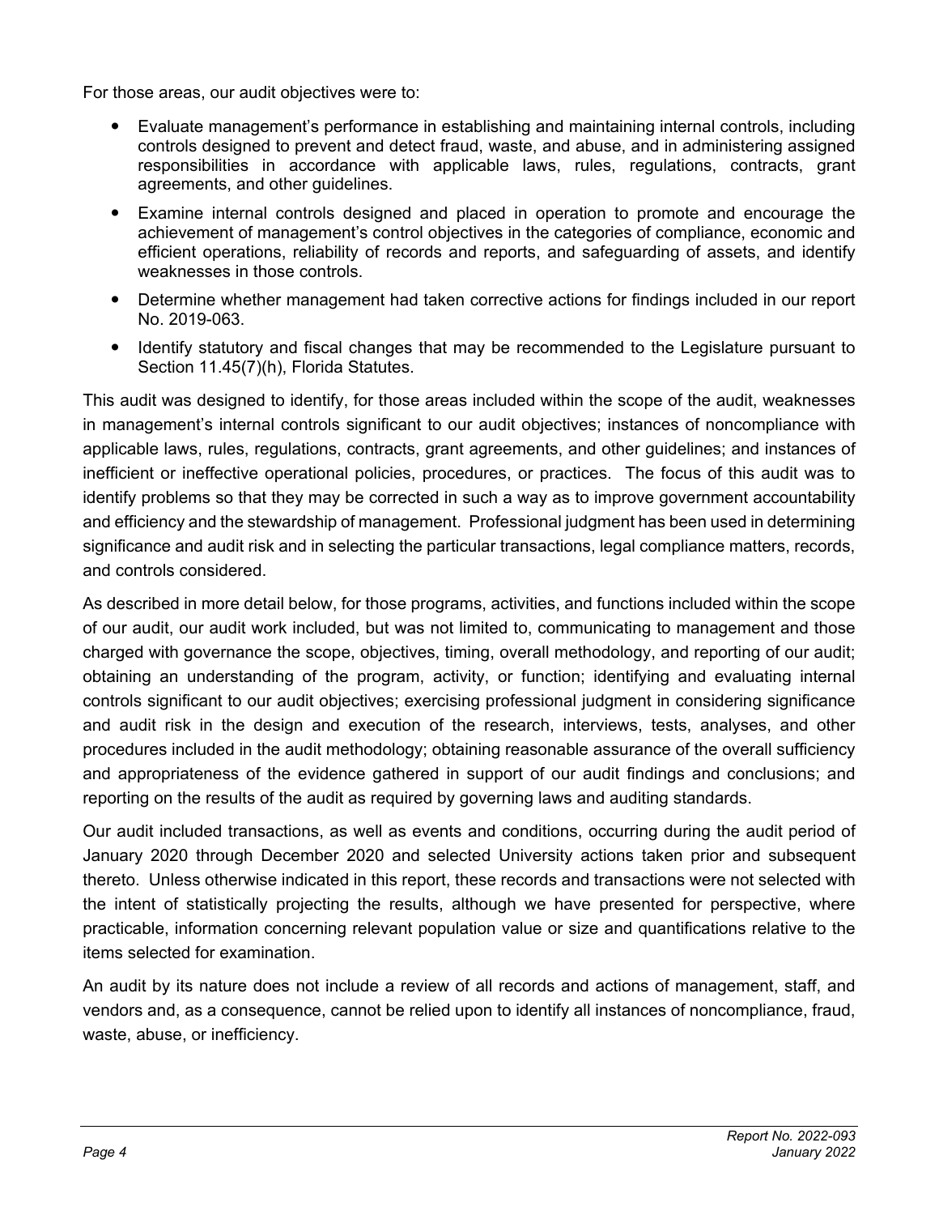For those areas, our audit objectives were to:

- Evaluate management's performance in establishing and maintaining internal controls, including controls designed to prevent and detect fraud, waste, and abuse, and in administering assigned responsibilities in accordance with applicable laws, rules, regulations, contracts, grant agreements, and other guidelines.
- Examine internal controls designed and placed in operation to promote and encourage the achievement of management's control objectives in the categories of compliance, economic and efficient operations, reliability of records and reports, and safeguarding of assets, and identify weaknesses in those controls.
- Determine whether management had taken corrective actions for findings included in our report No. 2019-063.
- Identify statutory and fiscal changes that may be recommended to the Legislature pursuant to Section 11.45(7)(h), Florida Statutes.

This audit was designed to identify, for those areas included within the scope of the audit, weaknesses in management's internal controls significant to our audit objectives; instances of noncompliance with applicable laws, rules, regulations, contracts, grant agreements, and other guidelines; and instances of inefficient or ineffective operational policies, procedures, or practices. The focus of this audit was to identify problems so that they may be corrected in such a way as to improve government accountability and efficiency and the stewardship of management. Professional judgment has been used in determining significance and audit risk and in selecting the particular transactions, legal compliance matters, records, and controls considered.

As described in more detail below, for those programs, activities, and functions included within the scope of our audit, our audit work included, but was not limited to, communicating to management and those charged with governance the scope, objectives, timing, overall methodology, and reporting of our audit; obtaining an understanding of the program, activity, or function; identifying and evaluating internal controls significant to our audit objectives; exercising professional judgment in considering significance and audit risk in the design and execution of the research, interviews, tests, analyses, and other procedures included in the audit methodology; obtaining reasonable assurance of the overall sufficiency and appropriateness of the evidence gathered in support of our audit findings and conclusions; and reporting on the results of the audit as required by governing laws and auditing standards.

Our audit included transactions, as well as events and conditions, occurring during the audit period of January 2020 through December 2020 and selected University actions taken prior and subsequent thereto. Unless otherwise indicated in this report, these records and transactions were not selected with the intent of statistically projecting the results, although we have presented for perspective, where practicable, information concerning relevant population value or size and quantifications relative to the items selected for examination.

An audit by its nature does not include a review of all records and actions of management, staff, and vendors and, as a consequence, cannot be relied upon to identify all instances of noncompliance, fraud, waste, abuse, or inefficiency.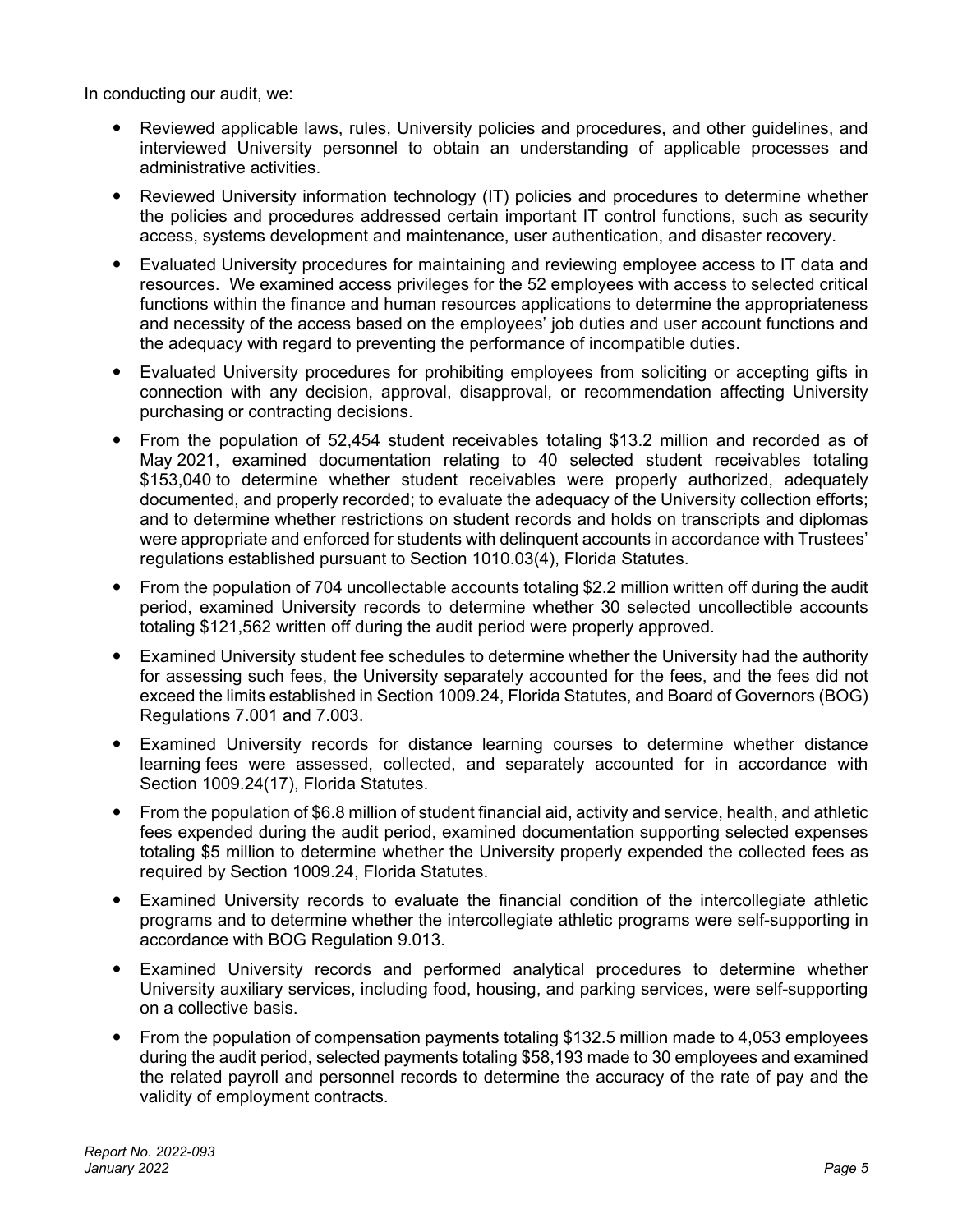In conducting our audit, we:

- Reviewed applicable laws, rules, University policies and procedures, and other guidelines, and interviewed University personnel to obtain an understanding of applicable processes and administrative activities.
- Reviewed University information technology (IT) policies and procedures to determine whether the policies and procedures addressed certain important IT control functions, such as security access, systems development and maintenance, user authentication, and disaster recovery.
- Evaluated University procedures for maintaining and reviewing employee access to IT data and resources. We examined access privileges for the 52 employees with access to selected critical functions within the finance and human resources applications to determine the appropriateness and necessity of the access based on the employees' job duties and user account functions and the adequacy with regard to preventing the performance of incompatible duties.
- Evaluated University procedures for prohibiting employees from soliciting or accepting gifts in connection with any decision, approval, disapproval, or recommendation affecting University purchasing or contracting decisions.
- From the population of 52,454 student receivables totaling $13.2 million and recorded as of May 2021, examined documentation relating to 40 selected student receivables totaling $153,040 to determine whether student receivables were properly authorized, adequately documented, and properly recorded; to evaluate the adequacy of the University collection efforts; and to determine whether restrictions on student records and holds on transcripts and diplomas were appropriate and enforced for students with delinquent accounts in accordance with Trustees' regulations established pursuant to Section 1010.03(4), Florida Statutes.
- From the population of 704 uncollectable accounts totaling $2.2 million written off during the audit period, examined University records to determine whether 30 selected uncollectible accounts totaling $121,562 written off during the audit period were properly approved.
- Examined University student fee schedules to determine whether the University had the authority for assessing such fees, the University separately accounted for the fees, and the fees did not exceed the limits established in Section 1009.24, Florida Statutes, and Board of Governors (BOG) Regulations 7.001 and 7.003.
- Examined University records for distance learning courses to determine whether distance learning fees were assessed, collected, and separately accounted for in accordance with Section 1009.24(17), Florida Statutes.
- From the population of $6.8 million of student financial aid, activity and service, health, and athletic fees expended during the audit period, examined documentation supporting selected expenses totaling $5 million to determine whether the University properly expended the collected fees as required by Section 1009.24, Florida Statutes.
- Examined University records to evaluate the financial condition of the intercollegiate athletic programs and to determine whether the intercollegiate athletic programs were self-supporting in accordance with BOG Regulation 9.013.
- Examined University records and performed analytical procedures to determine whether University auxiliary services, including food, housing, and parking services, were self-supporting on a collective basis.
- From the population of compensation payments totaling $132.5 million made to 4,053 employees during the audit period, selected payments totaling $58,193 made to 30 employees and examined the related payroll and personnel records to determine the accuracy of the rate of pay and the validity of employment contracts.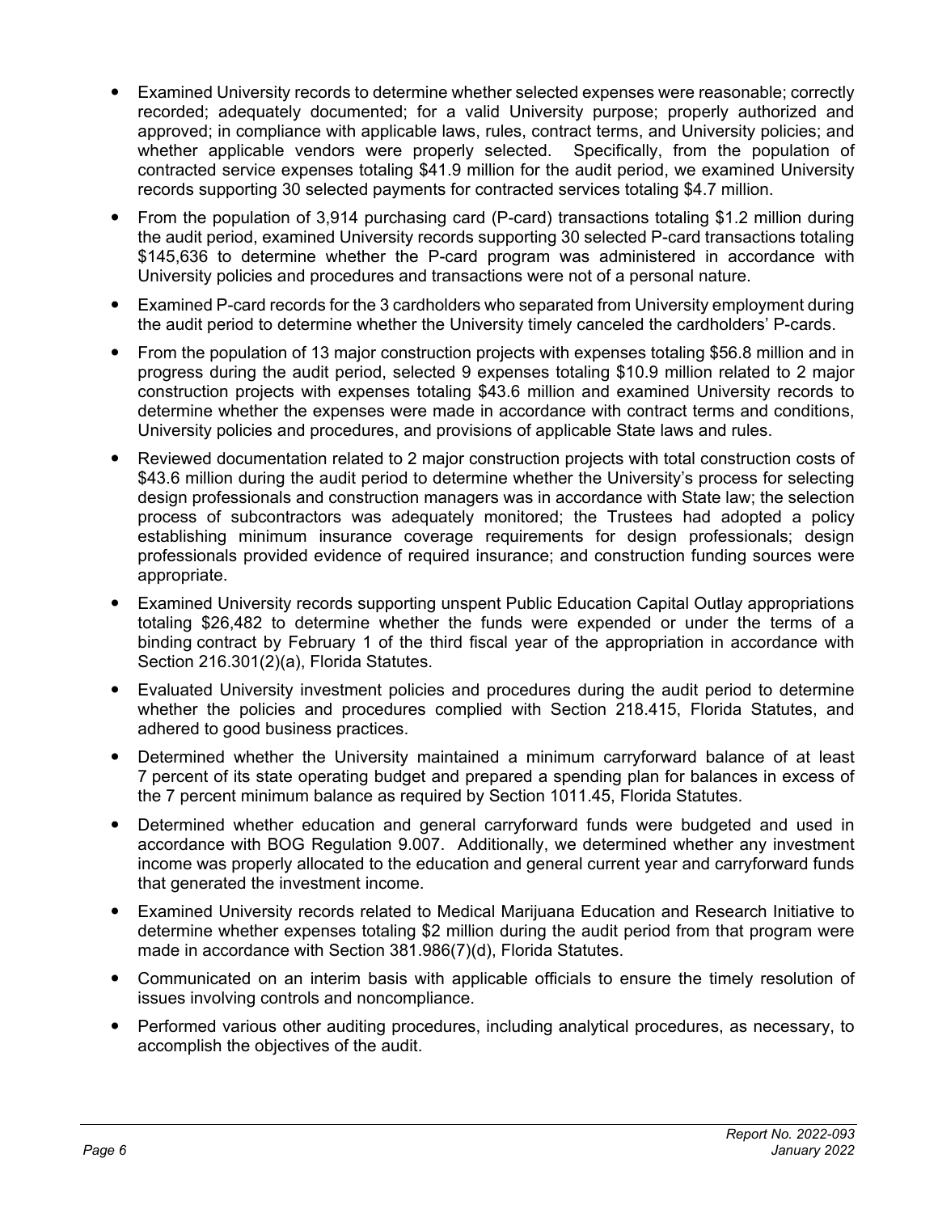- Examined University records to determine whether selected expenses were reasonable; correctly recorded; adequately documented; for a valid University purpose; properly authorized and approved; in compliance with applicable laws, rules, contract terms, and University policies; and whether applicable vendors were properly selected. Specifically, from the population of contracted service expenses totaling $41.9 million for the audit period, we examined University records supporting 30 selected payments for contracted services totaling $4.7 million.
- From the population of 3,914 purchasing card (P-card) transactions totaling $1.2 million during the audit period, examined University records supporting 30 selected P-card transactions totaling $145,636 to determine whether the P-card program was administered in accordance with University policies and procedures and transactions were not of a personal nature.
- Examined P-card records for the 3 cardholders who separated from University employment during the audit period to determine whether the University timely canceled the cardholders' P-cards.
- From the population of 13 major construction projects with expenses totaling $56.8 million and in progress during the audit period, selected 9 expenses totaling $10.9 million related to 2 major construction projects with expenses totaling $43.6 million and examined University records to determine whether the expenses were made in accordance with contract terms and conditions, University policies and procedures, and provisions of applicable State laws and rules.
- Reviewed documentation related to 2 major construction projects with total construction costs of $43.6 million during the audit period to determine whether the University's process for selecting design professionals and construction managers was in accordance with State law; the selection process of subcontractors was adequately monitored; the Trustees had adopted a policy establishing minimum insurance coverage requirements for design professionals; design professionals provided evidence of required insurance; and construction funding sources were appropriate.
- Examined University records supporting unspent Public Education Capital Outlay appropriations totaling $26,482 to determine whether the funds were expended or under the terms of a binding contract by February 1 of the third fiscal year of the appropriation in accordance with Section 216.301(2)(a), Florida Statutes.
- Evaluated University investment policies and procedures during the audit period to determine whether the policies and procedures complied with Section 218.415, Florida Statutes, and adhered to good business practices.
- Determined whether the University maintained a minimum carryforward balance of at least 7 percent of its state operating budget and prepared a spending plan for balances in excess of the 7 percent minimum balance as required by Section 1011.45, Florida Statutes.
- Determined whether education and general carryforward funds were budgeted and used in accordance with BOG Regulation 9.007. Additionally, we determined whether any investment income was properly allocated to the education and general current year and carryforward funds that generated the investment income.
- Examined University records related to Medical Marijuana Education and Research Initiative to determine whether expenses totaling $2 million during the audit period from that program were made in accordance with Section 381.986(7)(d), Florida Statutes.
- Communicated on an interim basis with applicable officials to ensure the timely resolution of issues involving controls and noncompliance.
- Performed various other auditing procedures, including analytical procedures, as necessary, to accomplish the objectives of the audit.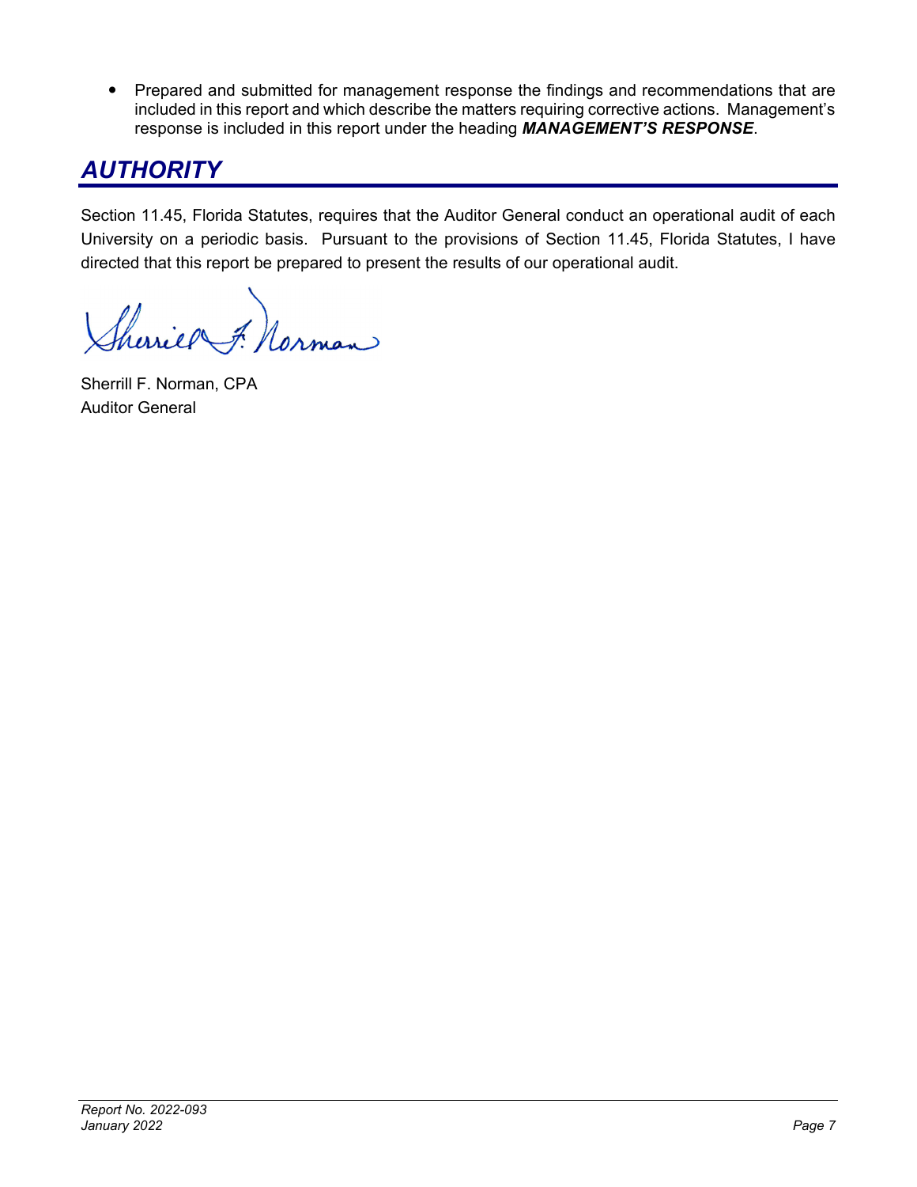- Prepared and submitted for management response the findings and recommendations that are included in this report and which describe the matters requiring corrective actions. Management's response is included in this report under the heading ***MANAGEMENT'S RESPONSE***.

## *AUTHORITY*

Section 11.45, Florida Statutes, requires that the Auditor General conduct an operational audit of each University on a periodic basis. Pursuant to the provisions of Section 11.45, Florida Statutes, I have directed that this report be prepared to present the results of our operational audit.

Sherrill F. Norman, CPA
Auditor General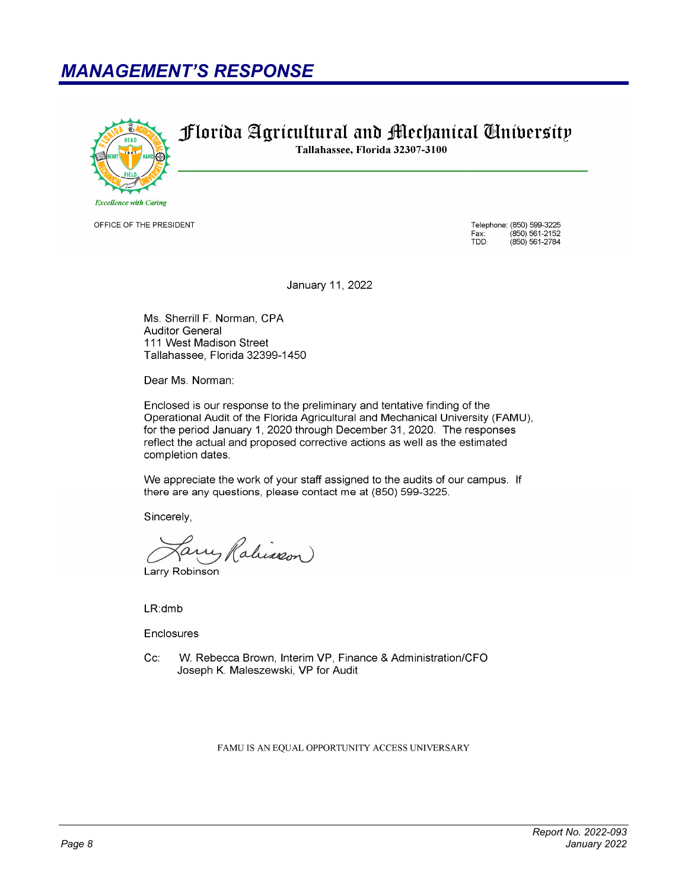## MANAGEMENT'S RESPONSE

**Florida Agricultural and Mechanical University**

**Tallahassee, Florida 32307-3100**

*Excellence with Caring*

OFFICE OF THE PRESIDENT

Telephone: (850) 599-3225
Fax: (850) 561-2152
TDD: (850) 561-2784

January 11, 2022

Ms. Sherrill F. Norman, CPA
Auditor General
111 West Madison Street
Tallahassee, Florida 32399-1450

Dear Ms. Norman:

Enclosed is our response to the preliminary and tentative finding of the Operational Audit of the Florida Agricultural and Mechanical University (FAMU), for the period January 1, 2020 through December 31, 2020. The responses reflect the actual and proposed corrective actions as well as the estimated completion dates.

We appreciate the work of your staff assigned to the audits of our campus. If there are any questions, please contact me at (850) 599-3225.

Sincerely,

Larry Robinson

LR:dmb

Enclosures

Cc: W. Rebecca Brown, Interim VP, Finance & Administration/CFO
Joseph K. Maleszewski, VP for Audit

FAMU IS AN EQUAL OPPORTUNITY ACCESS UNIVERSARY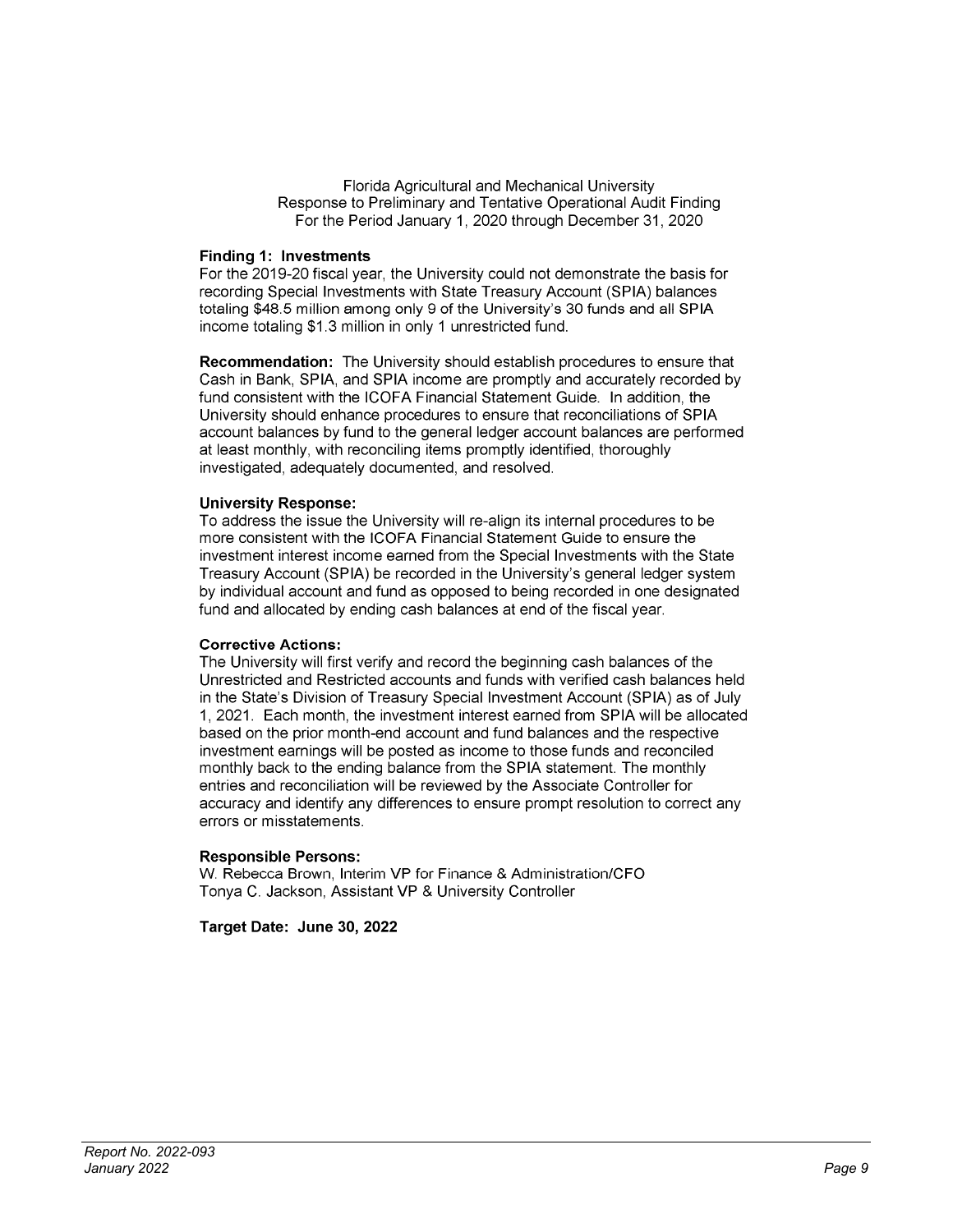Florida Agricultural and Mechanical University
Response to Preliminary and Tentative Operational Audit Finding
For the Period January 1, 2020 through December 31, 2020

**Finding 1: Investments**
For the 2019-20 fiscal year, the University could not demonstrate the basis for recording Special Investments with State Treasury Account (SPIA) balances totaling $48.5 million among only 9 of the University's 30 funds and all SPIA income totaling $1.3 million in only 1 unrestricted fund.

**Recommendation:** The University should establish procedures to ensure that Cash in Bank, SPIA, and SPIA income are promptly and accurately recorded by fund consistent with the ICOFA Financial Statement Guide. In addition, the University should enhance procedures to ensure that reconciliations of SPIA account balances by fund to the general ledger account balances are performed at least monthly, with reconciling items promptly identified, thoroughly investigated, adequately documented, and resolved.

**University Response:**
To address the issue the University will re-align its internal procedures to be more consistent with the ICOFA Financial Statement Guide to ensure the investment interest income earned from the Special Investments with the State Treasury Account (SPIA) be recorded in the University's general ledger system by individual account and fund as opposed to being recorded in one designated fund and allocated by ending cash balances at end of the fiscal year.

**Corrective Actions:**
The University will first verify and record the beginning cash balances of the Unrestricted and Restricted accounts and funds with verified cash balances held in the State's Division of Treasury Special Investment Account (SPIA) as of July 1, 2021. Each month, the investment interest earned from SPIA will be allocated based on the prior month-end account and fund balances and the respective investment earnings will be posted as income to those funds and reconciled monthly back to the ending balance from the SPIA statement. The monthly entries and reconciliation will be reviewed by the Associate Controller for accuracy and identify any differences to ensure prompt resolution to correct any errors or misstatements.

**Responsible Persons:**
W. Rebecca Brown, Interim VP for Finance & Administration/CFO
Tonya C. Jackson, Assistant VP & University Controller

**Target Date: June 30, 2022**